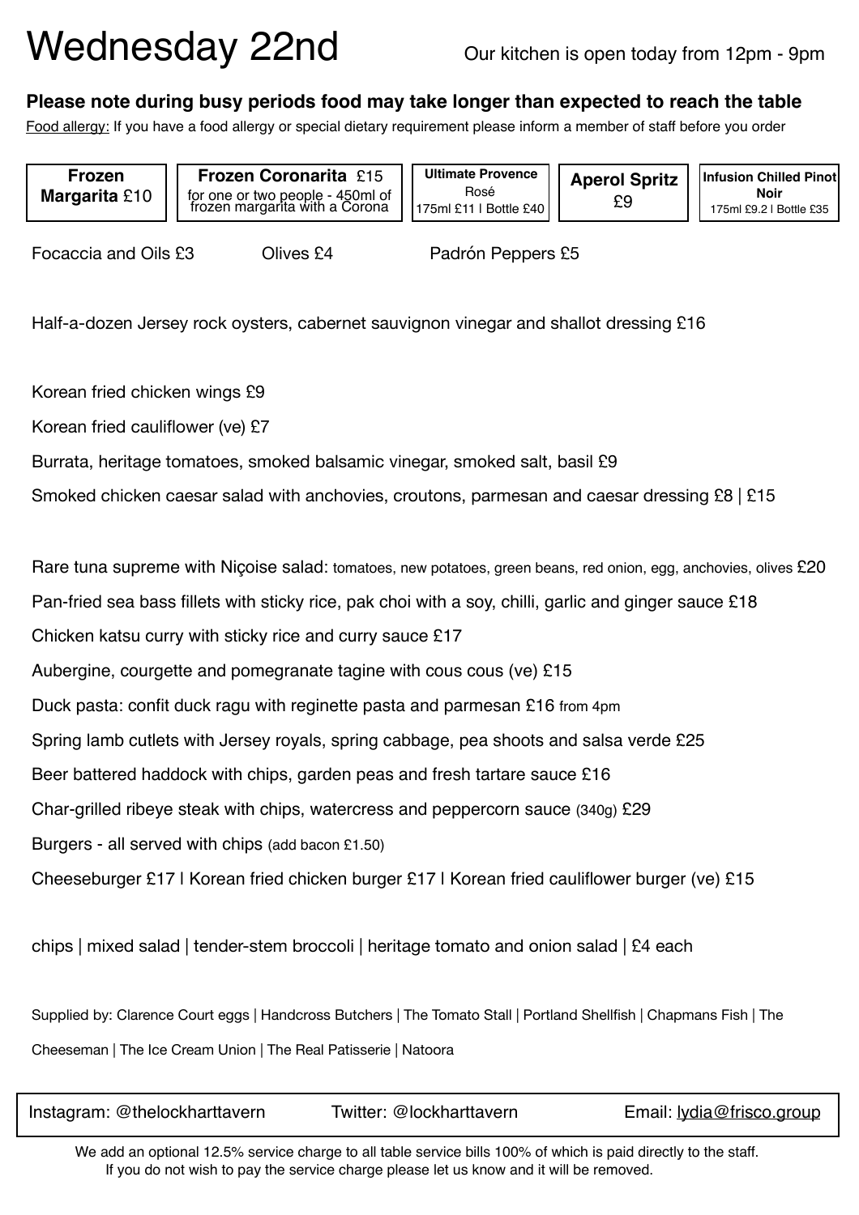# Wednesday 22nd

Our kitchen is open today from 12pm - 9pm

**Please note during busy periods food may take longer than expected to reach the table**

Food allergy: If you have a food allergy or special dietary requirement please inform a member of staff before you order

| **Frozen Margarita** £10 | **Frozen Coronarita** £15<br>for one or two people - 450ml of frozen margarita with a Corona | **Ultimate Provence** Rosé<br>175ml £11 I Bottle £40 | **Aperol Spritz** £9 | **Infusion Chilled Pinot Noir**<br>175ml £9.2 I Bottle £35 |
|---|---|---|---|---|

Focaccia and Oils £3 Olives £4 Padrón Peppers £5

Half-a-dozen Jersey rock oysters, cabernet sauvignon vinegar and shallot dressing £16

Korean fried chicken wings £9

Korean fried cauliflower (ve) £7

Burrata, heritage tomatoes, smoked balsamic vinegar, smoked salt, basil £9

Smoked chicken caesar salad with anchovies, croutons, parmesan and caesar dressing £8 | £15

Rare tuna supreme with Niçoise salad: tomatoes, new potatoes, green beans, red onion, egg, anchovies, olives £20

Pan-fried sea bass fillets with sticky rice, pak choi with a soy, chilli, garlic and ginger sauce £18

Chicken katsu curry with sticky rice and curry sauce £17

Aubergine, courgette and pomegranate tagine with cous cous (ve) £15

Duck pasta: confit duck ragu with reginette pasta and parmesan £16 from 4pm

Spring lamb cutlets with Jersey royals, spring cabbage, pea shoots and salsa verde £25

Beer battered haddock with chips, garden peas and fresh tartare sauce £16

Char-grilled ribeye steak with chips, watercress and peppercorn sauce (340g) £29

Burgers - all served with chips (add bacon £1.50)

Cheeseburger £17 I Korean fried chicken burger £17 I Korean fried cauliflower burger (ve) £15

chips | mixed salad | tender-stem broccoli | heritage tomato and onion salad | £4 each

Supplied by: Clarence Court eggs | Handcross Butchers | The Tomato Stall | Portland Shellfish | Chapmans Fish | The Cheeseman | The Ice Cream Union | The Real Patisserie | Natoora

Instagram: @thelockharttavern Twitter: @lockharttavern Email: lydia@frisco.group

We add an optional 12.5% service charge to all table service bills 100% of which is paid directly to the staff. If you do not wish to pay the service charge please let us know and it will be removed.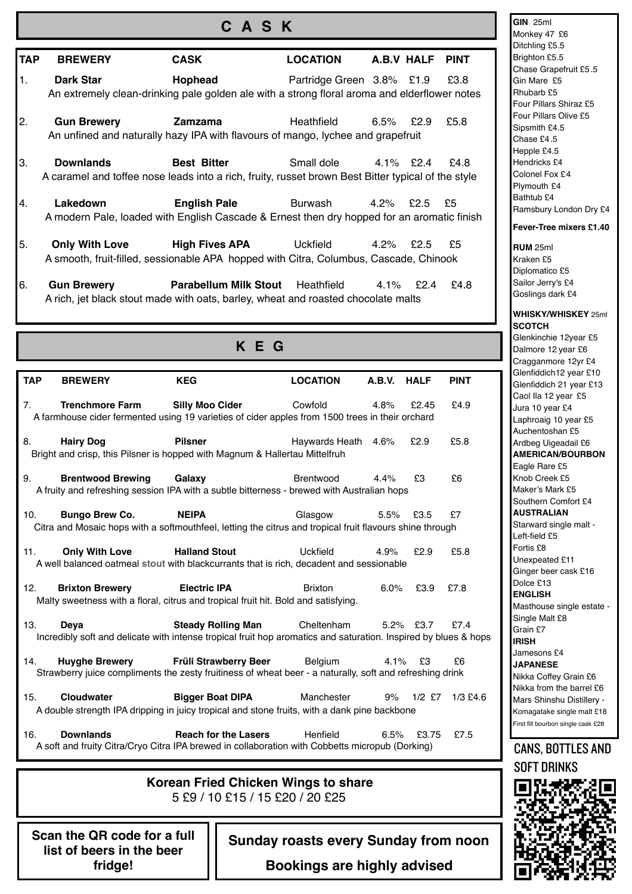# CASK

| TAP | BREWERY | CASK | LOCATION | A.B.V | HALF | PINT |
|---|---|---|---|---|---|---|
| 1. | **Dark Star** | **Hophead** | Partridge Green | 3.8% | £1.9 | £3.8 |
| | An extremely clean-drinking pale golden ale with a strong floral aroma and elderflower notes | | | | | |
| 2. | **Gun Brewery** | **Zamzama** | Heathfield | 6.5% | £2.9 | £5.8 |
| | An unfined and naturally hazy IPA with flavours of mango, lychee and grapefruit | | | | | |
| 3. | **Downlands** | **Best Bitter** | Small dole | 4.1% | £2.4 | £4.8 |
| | A caramel and toffee nose leads into a rich, fruity, russet brown Best Bitter typical of the style | | | | | |
| 4. | **Lakedown** | **English Pale** | Burwash | 4.2% | £2.5 | £5 |
| | A modern Pale, loaded with English Cascade & Ernest then dry hopped for an aromatic finish | | | | | |
| 5. | **Only With Love** | **High Fives APA** | Uckfield | 4.2% | £2.5 | £5 |
| | A smooth, fruit-filled, sessionable APA hopped with Citra, Columbus, Cascade, Chinook | | | | | |
| 6. | **Gun Brewery** | **Parabellum Milk Stout** | Heathfield | 4.1% | £2.4 | £4.8 |
| | A rich, jet black stout made with oats, barley, wheat and roasted chocolate malts | | | | | |

# KEG

| TAP | BREWERY | KEG | LOCATION | A.B.V. | HALF | PINT |
|---|---|---|---|---|---|---|
| 7. | **Trenchmore Farm** | **Silly Moo Cider** | Cowfold | 4.8% | £2.45 | £4.9 |
| | A farmhouse cider fermented using 19 varieties of cider apples from 1500 trees in their orchard | | | | | |
| 8. | **Hairy Dog** | **Pilsner** | Haywards Heath | 4.6% | £2.9 | £5.8 |
| | Bright and crisp, this Pilsner is hopped with Magnum & Hallertau Mittelfruh | | | | | |
| 9. | **Brentwood Brewing** | **Galaxy** | Brentwood | 4.4% | £3 | £6 |
| | A fruity and refreshing session IPA with a subtle bitterness - brewed with Australian hops | | | | | |
| 10. | **Bungo Brew Co.** | **NEIPA** | Glasgow | 5.5% | £3.5 | £7 |
| | Citra and Mosaic hops with a softmouthfeel, letting the citrus and tropical fruit flavours shine through | | | | | |
| 11. | **Only With Love** | **Halland Stout** | Uckfield | 4.9% | £2.9 | £5.8 |
| | A well balanced oatmeal **stout** with blackcurrants that is rich, decadent and sessionable | | | | | |
| 12. | **Brixton Brewery** | **Electric IPA** | Brixton | 6.0% | £3.9 | £7.8 |
| | Malty sweetness with a floral, citrus and tropical fruit hit. Bold and satisfying. | | | | | |
| 13. | **Deya** | **Steady Rolling Man** | Cheltenham | 5.2% | £3.7 | £7.4 |
| | Incredibly soft and delicate with intense tropical fruit hop aromatics and saturation. Inspired by blues & hops | | | | | |
| 14. | **Huyghe Brewery** | **Früli Strawberry Beer** | Belgium | 4.1% | £3 | £6 |
| | Strawberry juice compliments the zesty fruitiness of wheat beer - a naturally, soft and refreshing drink | | | | | |
| 15. | **Cloudwater** | **Bigger Boat DIPA** | Manchester | 9% | 1/2 £7 | 1/3 £4.6 |
| | A double strength IPA dripping in juicy tropical and stone fruits, with a dank pine backbone | | | | | |
| 16. | **Downlands** | **Reach for the Lasers** | Henfield | 6.5% | £3.75 | £7.5 |
| | A soft and fruity Citra/Cryo Citra IPA brewed in collaboration with Cobbetts micropub (Dorking) | | | | | |

**Korean Fried Chicken Wings to share**
5 £9 / 10 £15 / 15 £20 / 20 £25

**Scan the QR code for a full list of beers in the beer fridge!**

**Sunday roasts every Sunday from noon**

**Bookings are highly advised**

**GIN** 25ml
Monkey 47 £6
Ditchling £5.5
Brighton £5.5
Chase Grapefruit £5.5
Gin Mare £5
Rhubarb £5
Four Pillars Shiraz £5
Four Pillars Olive £5
Sipsmith £4.5
Chase £4.5
Hepple £4.5
Hendricks £4
Colonel Fox £4
Plymouth £4
Bathtub £4
Ramsbury London Dry £4

**Fever-Tree mixers £1.40**

**RUM** 25ml
Kraken £5
Diplomatico £5
Sailor Jerry's £4
Goslings dark £4

**WHISKY/WHISKEY** 25ml

**SCOTCH**
Glenkinchie 12year £5
Dalmore 12 year £6
Cragganmore 12yr £4
Glenfiddich12 year £10
Glenfiddich 21 year £13
Caol Ila 12 year £5
Jura 10 year £4
Laphroaig 10 year £5
Auchentoshan £5
Ardbeg Uigeadail £6

**AMERICAN/BOURBON**
Eagle Rare £5
Knob Creek £5
Maker's Mark £5
Southern Comfort £4

**AUSTRALIAN**
Starward single malt - Left-field £5
Fortis £8
Unexpeated £11
Ginger beer cask £16
Dolce £13

**ENGLISH**
Masthouse single estate - Single Malt £8
Grain £7

**IRISH**
Jamesons £4

**JAPANESE**
Nikka Coffey Grain £6
Nikka from the barrel £6
Mars Shinshu Distillery - Komagatake single malt £18
First fill bourbon single cask £28

CANS, BOTTLES AND SOFT DRINKS